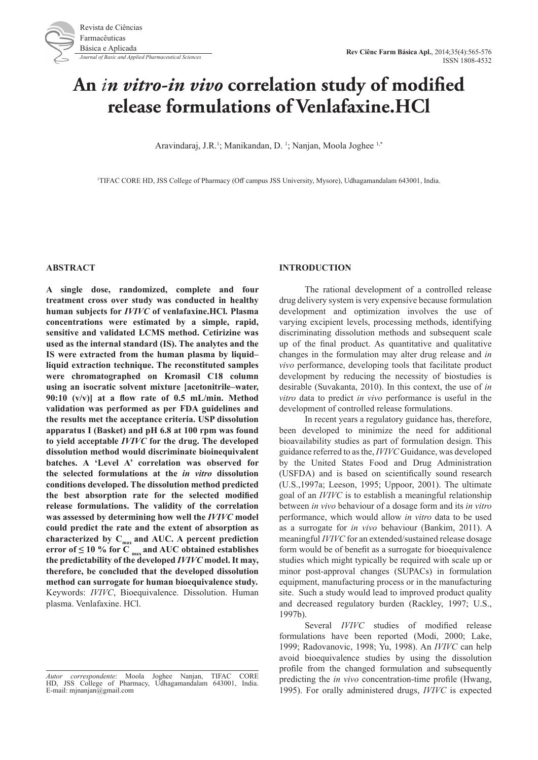# An *in vitro-in vivo* correlation study of modified release formulations of Venlafaxine.HCl

Aravindaraj, J.R.[1]; Manikandan, D.[1]; Nanjan, Moola Joghee[1,*]

[1]TIFAC CORE HD, JSS College of Pharmacy (Off campus JSS University, Mysore), Udhagamandalam 643001, India.

## ABSTRACT

**A single dose, randomized, complete and four treatment cross over study was conducted in healthy human subjects for *IVIVC* of venlafaxine.HCl. Plasma concentrations were estimated by a simple, rapid, sensitive and validated LCMS method. Cetirizine was used as the internal standard (IS). The analytes and the IS were extracted from the human plasma by liquid–liquid extraction technique. The reconstituted samples were chromatographed on Kromasil C18 column using an isocratic solvent mixture [acetonitrile–water, 90:10 (v/v)] at a flow rate of 0.5 mL/min. Method validation was performed as per FDA guidelines and the results met the acceptance criteria. USP dissolution apparatus I (Basket) and pH 6.8 at 100 rpm was found to yield acceptable *IVIVC* for the drug. The developed dissolution method would discriminate bioinequivalent batches. A 'Level A' correlation was observed for the selected formulations at the *in vitro* dissolution conditions developed. The dissolution method predicted the best absorption rate for the selected modified release formulations. The validity of the correlation was assessed by determining how well the *IVIVC* model could predict the rate and the extent of absorption as characterized by $C_{max}$ and AUC. A percent prediction error of ≤ 10 % for $C_{max}$ and AUC obtained establishes the predictability of the developed *IVIVC* model. It may, therefore, be concluded that the developed dissolution method can surrogate for human bioequivalence study.**

Keywords: *IVIVC*, Bioequivalence. Dissolution. Human plasma. Venlafaxine. HCl.

## INTRODUCTION

The rational development of a controlled release drug delivery system is very expensive because formulation development and optimization involves the use of varying excipient levels, processing methods, identifying discriminating dissolution methods and subsequent scale up of the final product. As quantitative and qualitative changes in the formulation may alter drug release and *in vivo* performance, developing tools that facilitate product development by reducing the necessity of biostudies is desirable (Suvakanta, 2010). In this context, the use of *in vitro* data to predict *in vivo* performance is useful in the development of controlled release formulations.

In recent years a regulatory guidance has, therefore, been developed to minimize the need for additional bioavailability studies as part of formulation design. This guidance referred to as the, *IVIVC* Guidance, was developed by the United States Food and Drug Administration (USFDA) and is based on scientifically sound research (U.S.,1997a; Leeson, 1995; Uppoor, 2001). The ultimate goal of an *IVIVC* is to establish a meaningful relationship between *in vivo* behaviour of a dosage form and its *in vitro* performance, which would allow *in vitro* data to be used as a surrogate for *in vivo* behaviour (Bankim, 2011). A meaningful *IVIVC* for an extended/sustained release dosage form would be of benefit as a surrogate for bioequivalence studies which might typically be required with scale up or minor post-approval changes (SUPACs) in formulation equipment, manufacturing process or in the manufacturing site. Such a study would lead to improved product quality and decreased regulatory burden (Rackley, 1997; U.S., 1997b).

Several *IVIVC* studies of modified release formulations have been reported (Modi, 2000; Lake, 1999; Radovanovic, 1998; Yu, 1998). An *IVIVC* can help avoid bioequivalence studies by using the dissolution profile from the changed formulation and subsequently predicting the *in vivo* concentration-time profile (Hwang, 1995). For orally administered drugs, *IVIVC* is expected

*Autor correspondente*: Moola Joghee Nanjan, TIFAC CORE HD, JSS College of Pharmacy, Udhagamandalam 643001, India. E-mail: mjnanjan@gmail.com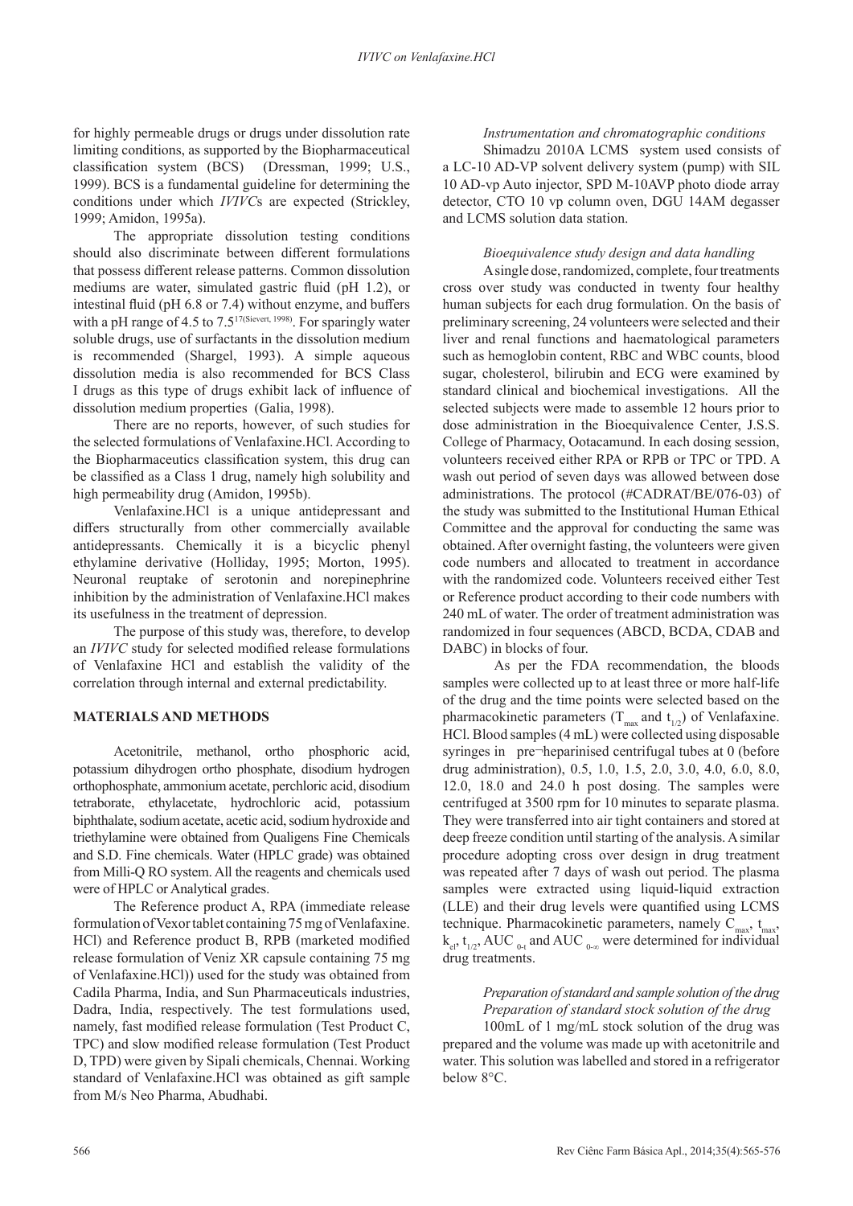for highly permeable drugs or drugs under dissolution rate limiting conditions, as supported by the Biopharmaceutical classification system (BCS) (Dressman, 1999; U.S., 1999). BCS is a fundamental guideline for determining the conditions under which *IVIVC*s are expected (Strickley, 1999; Amidon, 1995a).

The appropriate dissolution testing conditions should also discriminate between different formulations that possess different release patterns. Common dissolution mediums are water, simulated gastric fluid (pH 1.2), or intestinal fluid (pH 6.8 or 7.4) without enzyme, and buffers with a pH range of 4.5 to 7.5[17(Sievert, 1998)]. For sparingly water soluble drugs, use of surfactants in the dissolution medium is recommended (Shargel, 1993). A simple aqueous dissolution media is also recommended for BCS Class I drugs as this type of drugs exhibit lack of influence of dissolution medium properties (Galia, 1998).

There are no reports, however, of such studies for the selected formulations of Venlafaxine.HCl. According to the Biopharmaceutics classification system, this drug can be classified as a Class 1 drug, namely high solubility and high permeability drug (Amidon, 1995b).

Venlafaxine.HCl is a unique antidepressant and differs structurally from other commercially available antidepressants. Chemically it is a bicyclic phenyl ethylamine derivative (Holliday, 1995; Morton, 1995). Neuronal reuptake of serotonin and norepinephrine inhibition by the administration of Venlafaxine.HCl makes its usefulness in the treatment of depression.

The purpose of this study was, therefore, to develop an *IVIVC* study for selected modified release formulations of Venlafaxine HCl and establish the validity of the correlation through internal and external predictability.

## MATERIALS AND METHODS

Acetonitrile, methanol, ortho phosphoric acid, potassium dihydrogen ortho phosphate, disodium hydrogen orthophosphate, ammonium acetate, perchloric acid, disodium tetraborate, ethylacetate, hydrochloric acid, potassium biphthalate, sodium acetate, acetic acid, sodium hydroxide and triethylamine were obtained from Qualigens Fine Chemicals and S.D. Fine chemicals. Water (HPLC grade) was obtained from Milli-Q RO system. All the reagents and chemicals used were of HPLC or Analytical grades.

The Reference product A, RPA (immediate release formulation of Vexor tablet containing 75 mg of Venlafaxine.HCl) and Reference product B, RPB (marketed modified release formulation of Veniz XR capsule containing 75 mg of Venlafaxine.HCl)) used for the study was obtained from Cadila Pharma, India, and Sun Pharmaceuticals industries, Dadra, India, respectively. The test formulations used, namely, fast modified release formulation (Test Product C, TPC) and slow modified release formulation (Test Product D, TPD) were given by Sipali chemicals, Chennai. Working standard of Venlafaxine.HCl was obtained as gift sample from M/s Neo Pharma, Abudhabi.

### *Instrumentation and chromatographic conditions*

Shimadzu 2010A LCMS system used consists of a LC-10 AD-VP solvent delivery system (pump) with SIL 10 AD-vp Auto injector, SPD M-10AVP photo diode array detector, CTO 10 vp column oven, DGU 14AM degasser and LCMS solution data station.

### *Bioequivalence study design and data handling*

A single dose, randomized, complete, four treatments cross over study was conducted in twenty four healthy human subjects for each drug formulation. On the basis of preliminary screening, 24 volunteers were selected and their liver and renal functions and haematological parameters such as hemoglobin content, RBC and WBC counts, blood sugar, cholesterol, bilirubin and ECG were examined by standard clinical and biochemical investigations. All the selected subjects were made to assemble 12 hours prior to dose administration in the Bioequivalence Center, J.S.S. College of Pharmacy, Ootacamund. In each dosing session, volunteers received either RPA or RPB or TPC or TPD. A wash out period of seven days was allowed between dose administrations. The protocol (#CADRAT/BE/076-03) of the study was submitted to the Institutional Human Ethical Committee and the approval for conducting the same was obtained. After overnight fasting, the volunteers were given code numbers and allocated to treatment in accordance with the randomized code. Volunteers received either Test or Reference product according to their code numbers with 240 mL of water. The order of treatment administration was randomized in four sequences (ABCD, BCDA, CDAB and DABC) in blocks of four.

As per the FDA recommendation, the bloods samples were collected up to at least three or more half-life of the drug and the time points were selected based on the pharmacokinetic parameters ($T_{max}$ and $t_{1/2}$) of Venlafaxine.HCl. Blood samples (4 mL) were collected using disposable syringes in pre-heparinised centrifugal tubes at 0 (before drug administration), 0.5, 1.0, 1.5, 2.0, 3.0, 4.0, 6.0, 8.0, 12.0, 18.0 and 24.0 h post dosing. The samples were centrifuged at 3500 rpm for 10 minutes to separate plasma. They were transferred into air tight containers and stored at deep freeze condition until starting of the analysis. A similar procedure adopting cross over design in drug treatment was repeated after 7 days of wash out period. The plasma samples were extracted using liquid-liquid extraction (LLE) and their drug levels were quantified using LCMS technique. Pharmacokinetic parameters, namely $C_{max}$, $t_{max}$, $k_{el}$, $t_{1/2}$, $AUC_{0-t}$ and $AUC_{0-\infty}$ were determined for individual drug treatments.

### *Preparation of standard and sample solution of the drug*

#### *Preparation of standard stock solution of the drug*

100mL of 1 mg/mL stock solution of the drug was prepared and the volume was made up with acetonitrile and water. This solution was labelled and stored in a refrigerator below 8°C.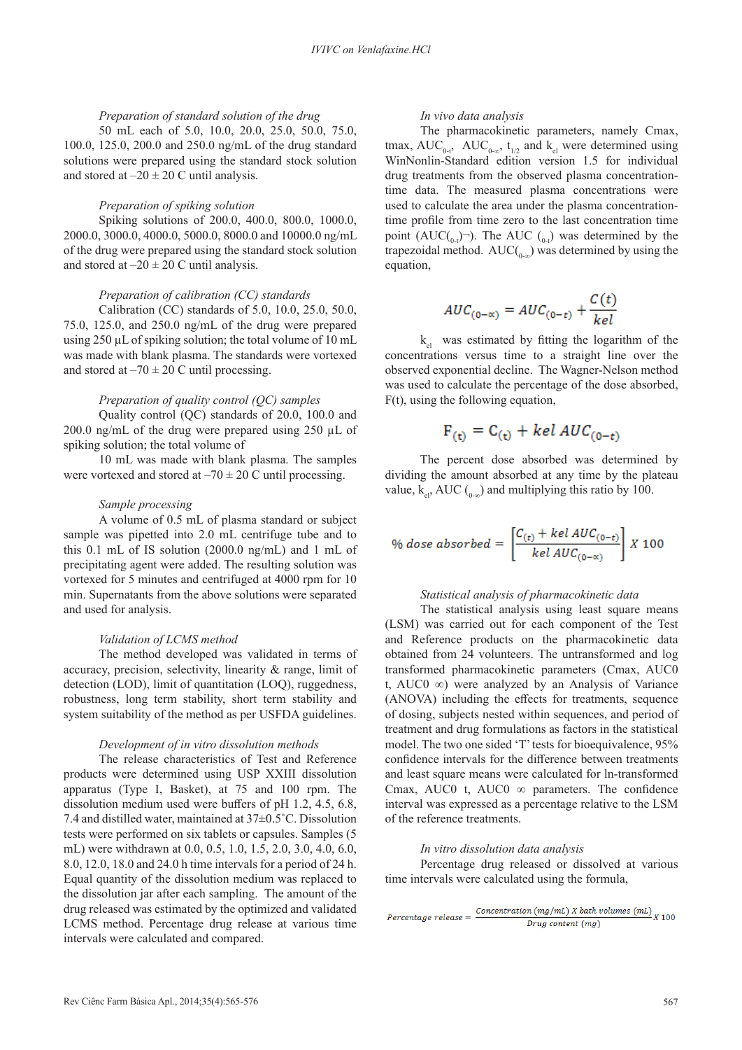*Preparation of standard solution of the drug*

50 mL each of 5.0, 10.0, 20.0, 25.0, 50.0, 75.0, 100.0, 125.0, 200.0 and 250.0 ng/mL of the drug standard solutions were prepared using the standard stock solution and stored at –20 ± 20 C until analysis.

*Preparation of spiking solution*

Spiking solutions of 200.0, 400.0, 800.0, 1000.0, 2000.0, 3000.0, 4000.0, 5000.0, 8000.0 and 10000.0 ng/mL of the drug were prepared using the standard stock solution and stored at –20 ± 20 C until analysis.

*Preparation of calibration (CC) standards*

Calibration (CC) standards of 5.0, 10.0, 25.0, 50.0, 75.0, 125.0, and 250.0 ng/mL of the drug were prepared using 250 µL of spiking solution; the total volume of 10 mL was made with blank plasma. The standards were vortexed and stored at –70 ± 20 C until processing.

*Preparation of quality control (QC) samples*

Quality control (QC) standards of 20.0, 100.0 and 200.0 ng/mL of the drug were prepared using 250 µL of spiking solution; the total volume of

10 mL was made with blank plasma. The samples were vortexed and stored at –70 ± 20 C until processing.

*Sample processing*

A volume of 0.5 mL of plasma standard or subject sample was pipetted into 2.0 mL centrifuge tube and to this 0.1 mL of IS solution (2000.0 ng/mL) and 1 mL of precipitating agent were added. The resulting solution was vortexed for 5 minutes and centrifuged at 4000 rpm for 10 min. Supernatants from the above solutions were separated and used for analysis.

*Validation of LCMS method*

The method developed was validated in terms of accuracy, precision, selectivity, linearity & range, limit of detection (LOD), limit of quantitation (LOQ), ruggedness, robustness, long term stability, short term stability and system suitability of the method as per USFDA guidelines.

*Development of in vitro dissolution methods*

The release characteristics of Test and Reference products were determined using USP XXIII dissolution apparatus (Type I, Basket), at 75 and 100 rpm. The dissolution medium used were buffers of pH 1.2, 4.5, 6.8, 7.4 and distilled water, maintained at 37±0.5˚C. Dissolution tests were performed on six tablets or capsules. Samples (5 mL) were withdrawn at 0.0, 0.5, 1.0, 1.5, 2.0, 3.0, 4.0, 6.0, 8.0, 12.0, 18.0 and 24.0 h time intervals for a period of 24 h. Equal quantity of the dissolution medium was replaced to the dissolution jar after each sampling. The amount of the drug released was estimated by the optimized and validated LCMS method. Percentage drug release at various time intervals were calculated and compared.

*In vivo data analysis*

The pharmacokinetic parameters, namely Cmax, tmax, $AUC_{0-t}$, $AUC_{0-\infty}$, $t_{1/2}$ and $k_{el}$ were determined using WinNonlin-Standard edition version 1.5 for individual drug treatments from the observed plasma concentration-time data. The measured plasma concentrations were used to calculate the area under the plasma concentration-time profile from time zero to the last concentration time point ($AUC_{(0-t)}$¬). The AUC ($_{0-t}$) was determined by the trapezoidal method. $AUC_{(0-\infty)}$ was determined by using the equation,

$$AUC_{(0-\infty)} = AUC_{(0-t)} + \frac{C(t)}{kel}$$

$k_{el}$ was estimated by fitting the logarithm of the concentrations versus time to a straight line over the observed exponential decline. The Wagner-Nelson method was used to calculate the percentage of the dose absorbed, F(t), using the following equation,

$$F_{(t)} = C_{(t)} + kel\ AUC_{(0-t)}$$

The percent dose absorbed was determined by dividing the amount absorbed at any time by the plateau value, $k_{el}$, AUC ($_{0-\infty}$) and multiplying this ratio by 100.

$$\%\ dose\ absorbed = \left[\frac{C_{(t)} + kel\ AUC_{(0-t)}}{kel\ AUC_{(0-\infty)}}\right] X\ 100$$

*Statistical analysis of pharmacokinetic data*

The statistical analysis using least square means (LSM) was carried out for each component of the Test and Reference products on the pharmacokinetic data obtained from 24 volunteers. The untransformed and log transformed pharmacokinetic parameters (Cmax, AUC0 t, AUC0 ∞) were analyzed by an Analysis of Variance (ANOVA) including the effects for treatments, sequence of dosing, subjects nested within sequences, and period of treatment and drug formulations as factors in the statistical model. The two one sided 'T' tests for bioequivalence, 95% confidence intervals for the difference between treatments and least square means were calculated for ln-transformed Cmax, AUC0 t, AUC0 ∞ parameters. The confidence interval was expressed as a percentage relative to the LSM of the reference treatments.

*In vitro dissolution data analysis*

Percentage drug released or dissolved at various time intervals were calculated using the formula,

$$Percentage\ release = \frac{Concentration\ (mg/mL)\ X\ bath\ volumes\ (mL)}{Drug\ content\ (mg)} X\ 100$$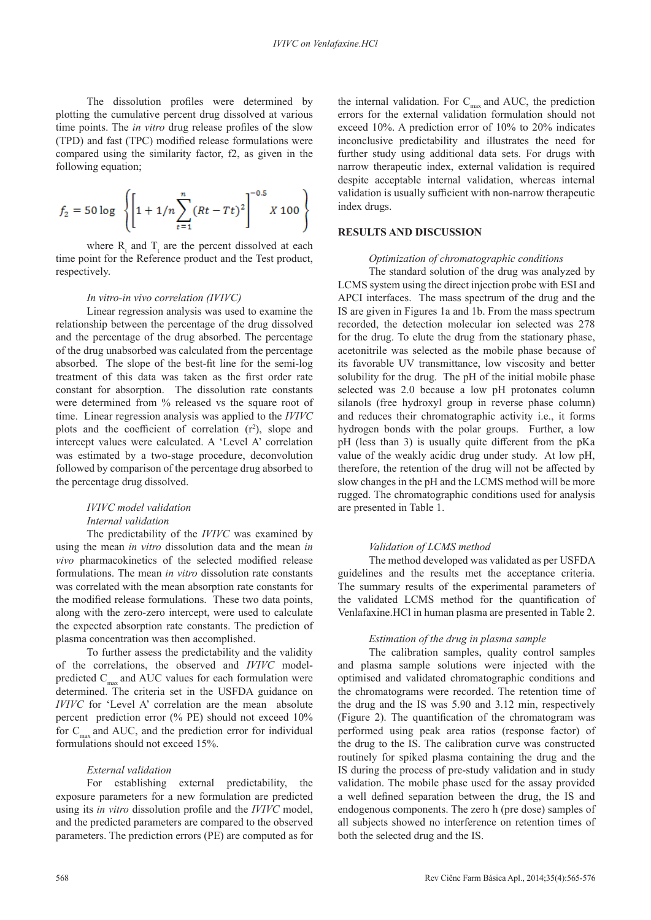The dissolution profiles were determined by plotting the cumulative percent drug dissolved at various time points. The *in vitro* drug release profiles of the slow (TPD) and fast (TPC) modified release formulations were compared using the similarity factor, f2, as given in the following equation;

$$f_2 = 50 \log \left\{ \left[ 1 + 1/n \sum_{t=1}^{n} (Rt - Tt)^2 \right]^{-0.5} X\ 100 \right\}$$

where $R_t$ and $T_t$ are the percent dissolved at each time point for the Reference product and the Test product, respectively.

*In vitro-in vivo correlation (IVIVC)*

Linear regression analysis was used to examine the relationship between the percentage of the drug dissolved and the percentage of the drug absorbed. The percentage of the drug unabsorbed was calculated from the percentage absorbed. The slope of the best-fit line for the semi-log treatment of this data was taken as the first order rate constant for absorption. The dissolution rate constants were determined from % released vs the square root of time. Linear regression analysis was applied to the *IVIVC* plots and the coefficient of correlation ($r^2$), slope and intercept values were calculated. A 'Level A' correlation was estimated by a two-stage procedure, deconvolution followed by comparison of the percentage drug absorbed to the percentage drug dissolved.

*IVIVC model validation*

*Internal validation*

The predictability of the *IVIVC* was examined by using the mean *in vitro* dissolution data and the mean *in vivo* pharmacokinetics of the selected modified release formulations. The mean *in vitro* dissolution rate constants was correlated with the mean absorption rate constants for the modified release formulations. These two data points, along with the zero-zero intercept, were used to calculate the expected absorption rate constants. The prediction of plasma concentration was then accomplished.

To further assess the predictability and the validity of the correlations, the observed and *IVIVC* model-predicted $C_{max}$ and AUC values for each formulation were determined. The criteria set in the USFDA guidance on *IVIVC* for 'Level A' correlation are the mean absolute percent prediction error (% PE) should not exceed 10% for $C_{max}$ and AUC, and the prediction error for individual formulations should not exceed 15%.

*External validation*

For establishing external predictability, the exposure parameters for a new formulation are predicted using its *in vitro* dissolution profile and the *IVIVC* model, and the predicted parameters are compared to the observed parameters. The prediction errors (PE) are computed as for the internal validation. For $C_{max}$ and AUC, the prediction errors for the external validation formulation should not exceed 10%. A prediction error of 10% to 20% indicates inconclusive predictability and illustrates the need for further study using additional data sets. For drugs with narrow therapeutic index, external validation is required despite acceptable internal validation, whereas internal validation is usually sufficient with non-narrow therapeutic index drugs.

## RESULTS AND DISCUSSION

*Optimization of chromatographic conditions*

The standard solution of the drug was analyzed by LCMS system using the direct injection probe with ESI and APCI interfaces. The mass spectrum of the drug and the IS are given in Figures 1a and 1b. From the mass spectrum recorded, the detection molecular ion selected was 278 for the drug. To elute the drug from the stationary phase, acetonitrile was selected as the mobile phase because of its favorable UV transmittance, low viscosity and better solubility for the drug. The pH of the initial mobile phase selected was 2.0 because a low pH protonates column silanols (free hydroxyl group in reverse phase column) and reduces their chromatographic activity i.e., it forms hydrogen bonds with the polar groups. Further, a low pH (less than 3) is usually quite different from the pKa value of the weakly acidic drug under study. At low pH, therefore, the retention of the drug will not be affected by slow changes in the pH and the LCMS method will be more rugged. The chromatographic conditions used for analysis are presented in Table 1.

*Validation of LCMS method*

The method developed was validated as per USFDA guidelines and the results met the acceptance criteria. The summary results of the experimental parameters of the validated LCMS method for the quantification of Venlafaxine.HCl in human plasma are presented in Table 2.

*Estimation of the drug in plasma sample*

The calibration samples, quality control samples and plasma sample solutions were injected with the optimised and validated chromatographic conditions and the chromatograms were recorded. The retention time of the drug and the IS were 5.90 and 3.12 min, respectively (Figure 2). The quantification of the chromatogram was performed using peak area ratios (response factor) of the drug to the IS. The calibration curve was constructed routinely for spiked plasma containing the drug and the IS during the process of pre-study validation and in study validation. The mobile phase used for the assay provided a well defined separation between the drug, the IS and endogenous components. The zero h (pre dose) samples of all subjects showed no interference on retention times of both the selected drug and the IS.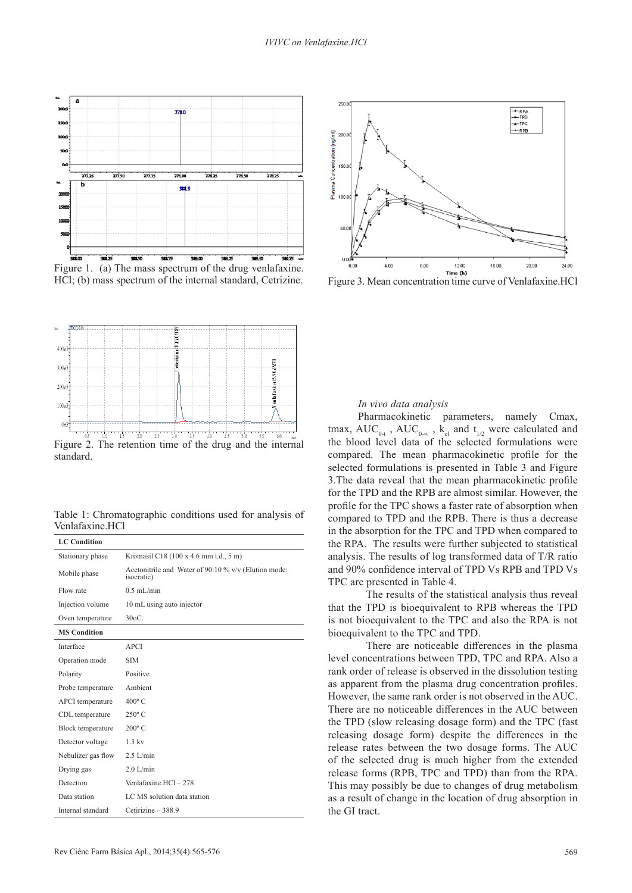Figure 1. (a) The mass spectrum of the drug venlafaxine. HCl; (b) mass spectrum of the internal standard, Cetrizine.

Figure 2. The retention time of the drug and the internal standard.

Table 1: Chromatographic conditions used for analysis of Venlafaxine.HCl

| **LC Condition** | |
|---|---|
| Stationary phase | Kromasil C18 (100 x 4.6 mm i.d., 5 m) |
| Mobile phase | Acetonitrile and Water of 90:10 % v/v (Elution mode: isocratic) |
| Flow rate | 0.5 mL/min |
| Injection volume | 10 mL using auto injector |
| Oven temperature | 30oC. |
| **MS Condition** | |
| Interface | APCI |
| Operation mode | SIM |
| Polarity | Positive |
| Probe temperature | Ambient |
| APCI temperature | 400º C |
| CDL temperature | 250º C |
| Block temperature | 200º C |
| Detector voltage | 1.3 kv |
| Nebulizer gas flow | 2.5 L/min |
| Drying gas | 2.0 L/min |
| Detection | Venlafaxine.HCl – 278 |
| Data station | LC MS solution data station |
| Internal standard | Cetirizine – 388.9 |

Figure 3. Mean concentration time curve of Venlafaxine.HCl

*In vivo data analysis*

Pharmacokinetic parameters, namely Cmax, tmax, $AUC_{0-t}$, $AUC_{0-\infty}$, $k_{el}$ and $t_{1/2}$ were calculated and the blood level data of the selected formulations were compared. The mean pharmacokinetic profile for the selected formulations is presented in Table 3 and Figure 3.The data reveal that the mean pharmacokinetic profile for the TPD and the RPB are almost similar. However, the profile for the TPC shows a faster rate of absorption when compared to TPD and the RPB. There is thus a decrease in the absorption for the TPC and TPD when compared to the RPA. The results were further subjected to statistical analysis. The results of log transformed data of T/R ratio and 90% confidence interval of TPD Vs RPB and TPD Vs TPC are presented in Table 4.

The results of the statistical analysis thus reveal that the TPD is bioequivalent to RPB whereas the TPD is not bioequivalent to the TPC and also the RPA is not bioequivalent to the TPC and TPD.

There are noticeable differences in the plasma level concentrations between TPD, TPC and RPA. Also a rank order of release is observed in the dissolution testing as apparent from the plasma drug concentration profiles. However, the same rank order is not observed in the AUC. There are no noticeable differences in the AUC between the TPD (slow releasing dosage form) and the TPC (fast releasing dosage form) despite the differences in the release rates between the two dosage forms. The AUC of the selected drug is much higher from the extended release forms (RPB, TPC and TPD) than from the RPA. This may possibly be due to changes of drug metabolism as a result of change in the location of drug absorption in the GI tract.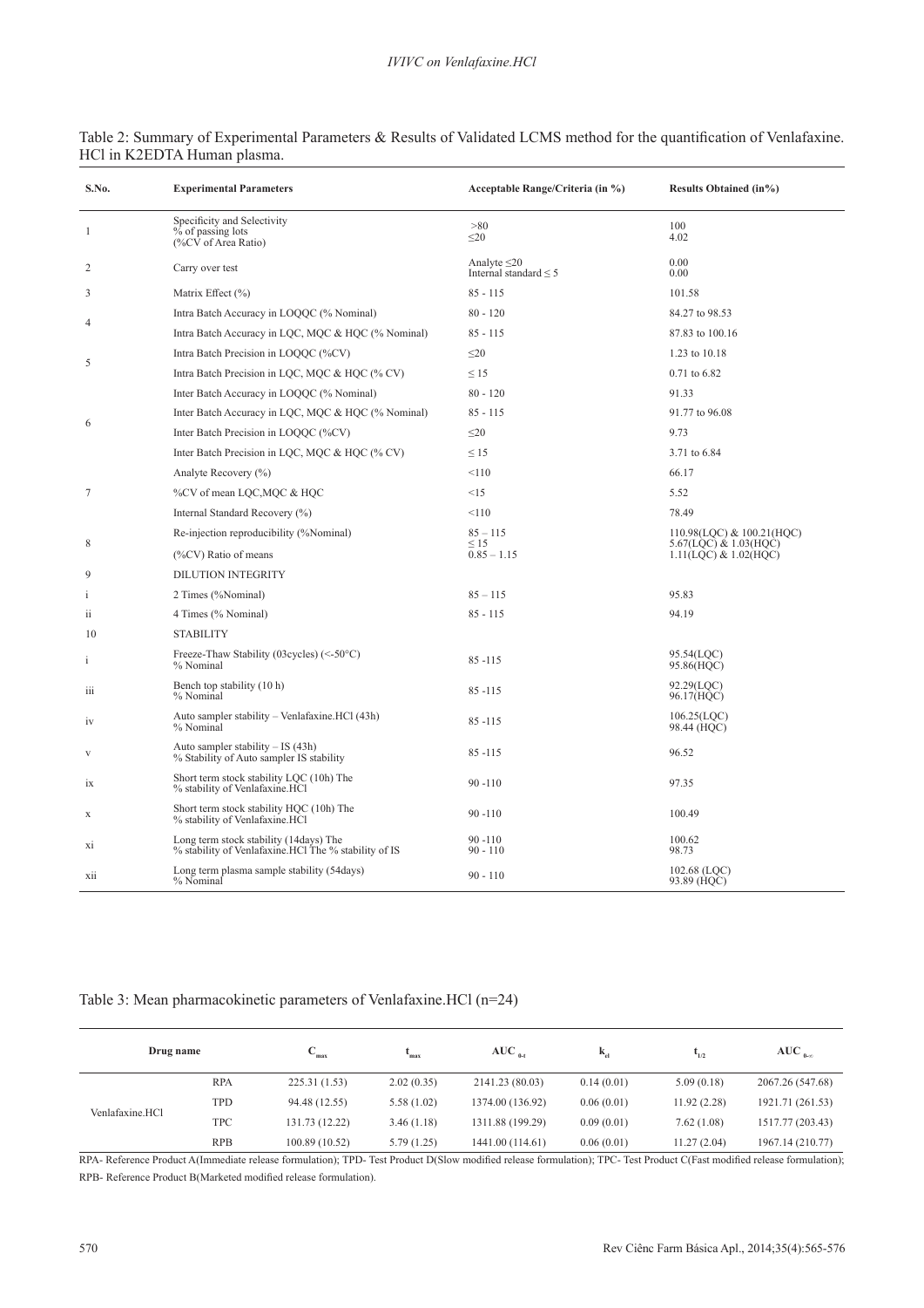Table 2: Summary of Experimental Parameters & Results of Validated LCMS method for the quantification of Venlafaxine. HCl in K2EDTA Human plasma.

| S.No. | Experimental Parameters | Acceptable Range/Criteria (in %) | Results Obtained (in%) |
|---|---|---|---|
| 1 | Specificity and Selectivity<br>% of passing lots<br>(%CV of Area Ratio) | >80<br>≤20 | 100<br>4.02 |
| 2 | Carry over test | Analyte ≤20<br>Internal standard ≤ 5 | 0.00<br>0.00 |
| 3 | Matrix Effect (%) | 85 - 115 | 101.58 |
| 4 | Intra Batch Accuracy in LOQQC (% Nominal) | 80 - 120 | 84.27 to 98.53 |
| | Intra Batch Accuracy in LQC, MQC & HQC (% Nominal) | 85 - 115 | 87.83 to 100.16 |
| 5 | Intra Batch Precision in LOQQC (%CV) | ≤20 | 1.23 to 10.18 |
| | Intra Batch Precision in LQC, MQC & HQC (% CV) | ≤ 15 | 0.71 to 6.82 |
| 6 | Inter Batch Accuracy in LOQQC (% Nominal) | 80 - 120 | 91.33 |
| | Inter Batch Accuracy in LQC, MQC & HQC (% Nominal) | 85 - 115 | 91.77 to 96.08 |
| | Inter Batch Precision in LOQQC (%CV) | ≤20 | 9.73 |
| | Inter Batch Precision in LQC, MQC & HQC (% CV) | ≤ 15 | 3.71 to 6.84 |
| 7 | Analyte Recovery (%) | <110 | 66.17 |
| | %CV of mean LQC,MQC & HQC | <15 | 5.52 |
| | Internal Standard Recovery (%) | <110 | 78.49 |
| 8 | Re-injection reproducibility (%Nominal) | 85 – 115 | 110.98(LQC) & 100.21(HQC) |
| | (%CV) Ratio of means | ≤ 15<br>0.85 – 1.15 | 5.67(LQC) & 1.03(HQC)<br>1.11(LQC) & 1.02(HQC) |
| 9 | DILUTION INTEGRITY | | |
| i | 2 Times (%Nominal) | 85 – 115 | 95.83 |
| ii | 4 Times (% Nominal) | 85 - 115 | 94.19 |
| 10 | STABILITY | | |
| i | Freeze-Thaw Stability (03cycles) (<-50°C)<br>% Nominal | 85 -115 | 95.54(LQC)<br>95.86(HQC) |
| iii | Bench top stability (10 h)<br>% Nominal | 85 -115 | 92.29(LQC)<br>96.17(HQC) |
| iv | Auto sampler stability – Venlafaxine.HCl (43h)<br>% Nominal | 85 -115 | 106.25(LQC)<br>98.44 (HQC) |
| v | Auto sampler stability – IS (43h)<br>% Stability of Auto sampler IS stability | 85 -115 | 96.52 |
| ix | Short term stock stability LQC (10h) The<br>% stability of Venlafaxine.HCl | 90 -110 | 97.35 |
| x | Short term stock stability HQC (10h) The<br>% stability of Venlafaxine.HCl | 90 -110 | 100.49 |
| xi | Long term stock stability (14days) The<br>% stability of Venlafaxine.HCl The % stability of IS | 90 -110<br>90 - 110 | 100.62<br>98.73 |
| xii | Long term plasma sample stability (54days)<br>% Nominal | 90 - 110 | 102.68 (LQC)<br>93.89 (HQC) |

Table 3: Mean pharmacokinetic parameters of Venlafaxine.HCl (n=24)

| Drug name | | $C_{max}$ | $t_{max}$ | $AUC_{0-t}$ | $k_{el}$ | $t_{1/2}$ | $AUC_{0-\infty}$ |
|---|---|---|---|---|---|---|---|
| Venlafaxine.HCl | RPA | 225.31 (1.53) | 2.02 (0.35) | 2141.23 (80.03) | 0.14 (0.01) | 5.09 (0.18) | 2067.26 (547.68) |
| | TPD | 94.48 (12.55) | 5.58 (1.02) | 1374.00 (136.92) | 0.06 (0.01) | 11.92 (2.28) | 1921.71 (261.53) |
| | TPC | 131.73 (12.22) | 3.46 (1.18) | 1311.88 (199.29) | 0.09 (0.01) | 7.62 (1.08) | 1517.77 (203.43) |
| | RPB | 100.89 (10.52) | 5.79 (1.25) | 1441.00 (114.61) | 0.06 (0.01) | 11.27 (2.04) | 1967.14 (210.77) |

RPA- Reference Product A(Immediate release formulation); TPD- Test Product D(Slow modified release formulation); TPC- Test Product C(Fast modified release formulation); RPB- Reference Product B(Marketed modified release formulation).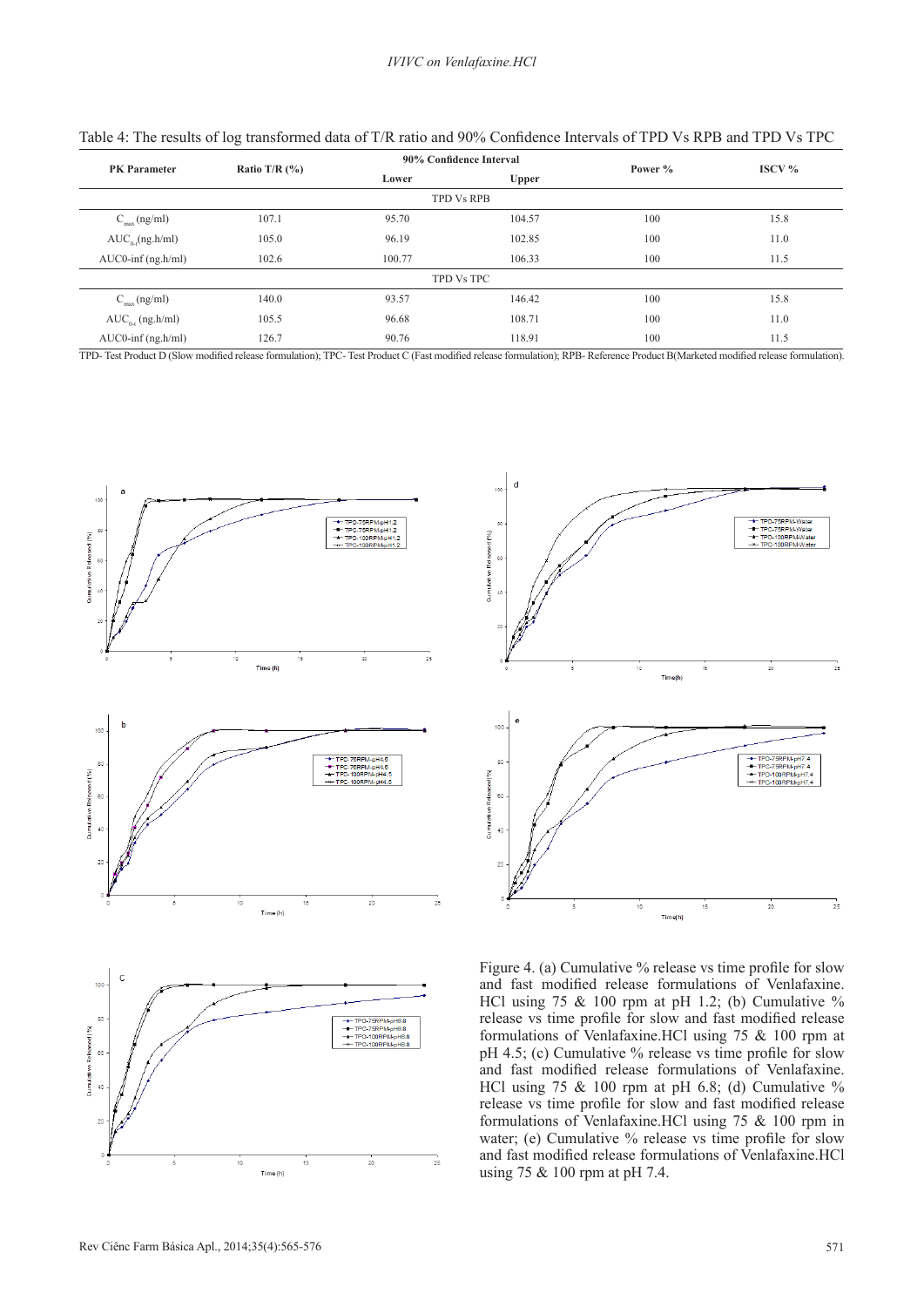Table 4: The results of log transformed data of T/R ratio and 90% Confidence Intervals of TPD Vs RPB and TPD Vs TPC

| PK Parameter | Ratio T/R (%) | 90% Confidence Interval | | Power % | ISCV % |
|---|---|---|---|---|---|
| | | Lower | Upper | | |
| TPD Vs RPB | | | | | |
| $C_{max}$ (ng/ml) | 107.1 | 95.70 | 104.57 | 100 | 15.8 |
| $AUC_{0-t}$(ng.h/ml) | 105.0 | 96.19 | 102.85 | 100 | 11.0 |
| AUC0-inf (ng.h/ml) | 102.6 | 100.77 | 106.33 | 100 | 11.5 |
| TPD Vs TPC | | | | | |
| $C_{max}$ (ng/ml) | 140.0 | 93.57 | 146.42 | 100 | 15.8 |
| $AUC_{0-t}$ (ng.h/ml) | 105.5 | 96.68 | 108.71 | 100 | 11.0 |
| AUC0-inf (ng.h/ml) | 126.7 | 90.76 | 118.91 | 100 | 11.5 |

TPD- Test Product D (Slow modified release formulation); TPC- Test Product C (Fast modified release formulation); RPB- Reference Product B(Marketed modified release formulation).

Figure 4. (a) Cumulative % release vs time profile for slow and fast modified release formulations of Venlafaxine. HCl using 75 & 100 rpm at pH 1.2; (b) Cumulative % release vs time profile for slow and fast modified release formulations of Venlafaxine.HCl using 75 & 100 rpm at pH 4.5; (c) Cumulative % release vs time profile for slow and fast modified release formulations of Venlafaxine. HCl using 75 & 100 rpm at pH 6.8; (d) Cumulative % release vs time profile for slow and fast modified release formulations of Venlafaxine.HCl using 75 & 100 rpm in water; (e) Cumulative % release vs time profile for slow and fast modified release formulations of Venlafaxine.HCl using 75 & 100 rpm at pH 7.4.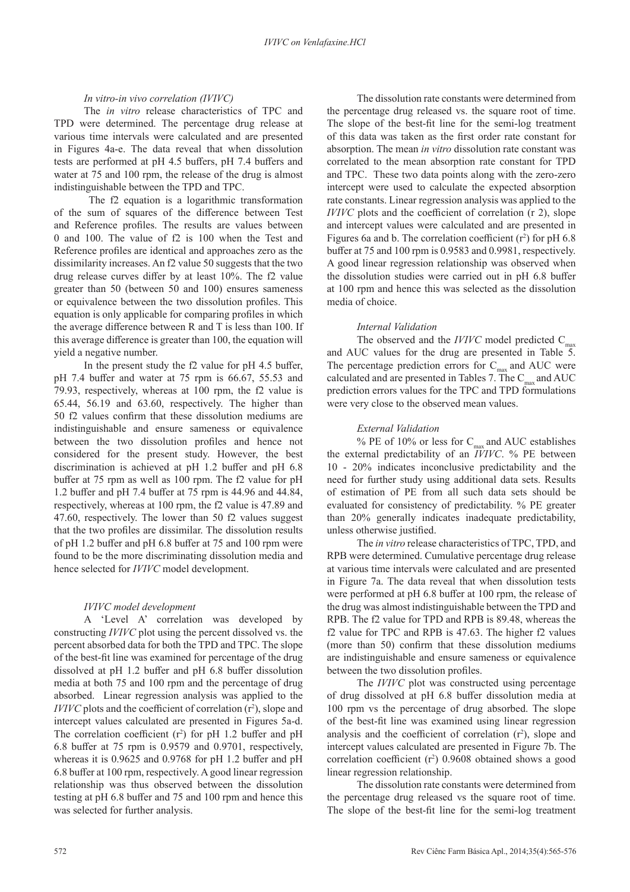### *In vitro-in vivo correlation (IVIVC)*

The *in vitro* release characteristics of TPC and TPD were determined. The percentage drug release at various time intervals were calculated and are presented in Figures 4a-e. The data reveal that when dissolution tests are performed at pH 4.5 buffers, pH 7.4 buffers and water at 75 and 100 rpm, the release of the drug is almost indistinguishable between the TPD and TPC.

The f2 equation is a logarithmic transformation of the sum of squares of the difference between Test and Reference profiles. The results are values between 0 and 100. The value of f2 is 100 when the Test and Reference profiles are identical and approaches zero as the dissimilarity increases. An f2 value 50 suggests that the two drug release curves differ by at least 10%. The f2 value greater than 50 (between 50 and 100) ensures sameness or equivalence between the two dissolution profiles. This equation is only applicable for comparing profiles in which the average difference between R and T is less than 100. If this average difference is greater than 100, the equation will yield a negative number.

In the present study the f2 value for pH 4.5 buffer, pH 7.4 buffer and water at 75 rpm is 66.67, 55.53 and 79.93, respectively, whereas at 100 rpm, the f2 value is 65.44, 56.19 and 63.60, respectively. The higher than 50 f2 values confirm that these dissolution mediums are indistinguishable and ensure sameness or equivalence between the two dissolution profiles and hence not considered for the present study. However, the best discrimination is achieved at pH 1.2 buffer and pH 6.8 buffer at 75 rpm as well as 100 rpm. The f2 value for pH 1.2 buffer and pH 7.4 buffer at 75 rpm is 44.96 and 44.84, respectively, whereas at 100 rpm, the f2 value is 47.89 and 47.60, respectively. The lower than 50 f2 values suggest that the two profiles are dissimilar. The dissolution results of pH 1.2 buffer and pH 6.8 buffer at 75 and 100 rpm were found to be the more discriminating dissolution media and hence selected for *IVIVC* model development.

### *IVIVC model development*

A 'Level A' correlation was developed by constructing *IVIVC* plot using the percent dissolved vs. the percent absorbed data for both the TPD and TPC. The slope of the best-fit line was examined for percentage of the drug dissolved at pH 1.2 buffer and pH 6.8 buffer dissolution media at both 75 and 100 rpm and the percentage of drug absorbed. Linear regression analysis was applied to the *IVIVC* plots and the coefficient of correlation ($r^2$), slope and intercept values calculated are presented in Figures 5a-d. The correlation coefficient ($r^2$) for pH 1.2 buffer and pH 6.8 buffer at 75 rpm is 0.9579 and 0.9701, respectively, whereas it is 0.9625 and 0.9768 for pH 1.2 buffer and pH 6.8 buffer at 100 rpm, respectively. A good linear regression relationship was thus observed between the dissolution testing at pH 6.8 buffer and 75 and 100 rpm and hence this was selected for further analysis.

The dissolution rate constants were determined from the percentage drug released vs. the square root of time. The slope of the best-fit line for the semi-log treatment of this data was taken as the first order rate constant for absorption. The mean *in vitro* dissolution rate constant was correlated to the mean absorption rate constant for TPD and TPC. These two data points along with the zero-zero intercept were used to calculate the expected absorption rate constants. Linear regression analysis was applied to the *IVIVC* plots and the coefficient of correlation (r 2), slope and intercept values were calculated and are presented in Figures 6a and b. The correlation coefficient ($r^2$) for pH 6.8 buffer at 75 and 100 rpm is 0.9583 and 0.9981, respectively. A good linear regression relationship was observed when the dissolution studies were carried out in pH 6.8 buffer at 100 rpm and hence this was selected as the dissolution media of choice.

### *Internal Validation*

The observed and the *IVIVC* model predicted $C_{max}$ and AUC values for the drug are presented in Table 5. The percentage prediction errors for $C_{max}$ and AUC were calculated and are presented in Tables 7. The $C_{max}$ and AUC prediction errors values for the TPC and TPD formulations were very close to the observed mean values.

### *External Validation*

% PE of 10% or less for $C_{max}$ and AUC establishes the external predictability of an *IVIVC*. % PE between 10 - 20% indicates inconclusive predictability and the need for further study using additional data sets. Results of estimation of PE from all such data sets should be evaluated for consistency of predictability. % PE greater than 20% generally indicates inadequate predictability, unless otherwise justified.

The *in vitro* release characteristics of TPC, TPD, and RPB were determined. Cumulative percentage drug release at various time intervals were calculated and are presented in Figure 7a. The data reveal that when dissolution tests were performed at pH 6.8 buffer at 100 rpm, the release of the drug was almost indistinguishable between the TPD and RPB. The f2 value for TPD and RPB is 89.48, whereas the f2 value for TPC and RPB is 47.63. The higher f2 values (more than 50) confirm that these dissolution mediums are indistinguishable and ensure sameness or equivalence between the two dissolution profiles.

The *IVIVC* plot was constructed using percentage of drug dissolved at pH 6.8 buffer dissolution media at 100 rpm vs the percentage of drug absorbed. The slope of the best-fit line was examined using linear regression analysis and the coefficient of correlation ($r^2$), slope and intercept values calculated are presented in Figure 7b. The correlation coefficient ($r^2$) 0.9608 obtained shows a good linear regression relationship.

The dissolution rate constants were determined from the percentage drug released vs the square root of time. The slope of the best-fit line for the semi-log treatment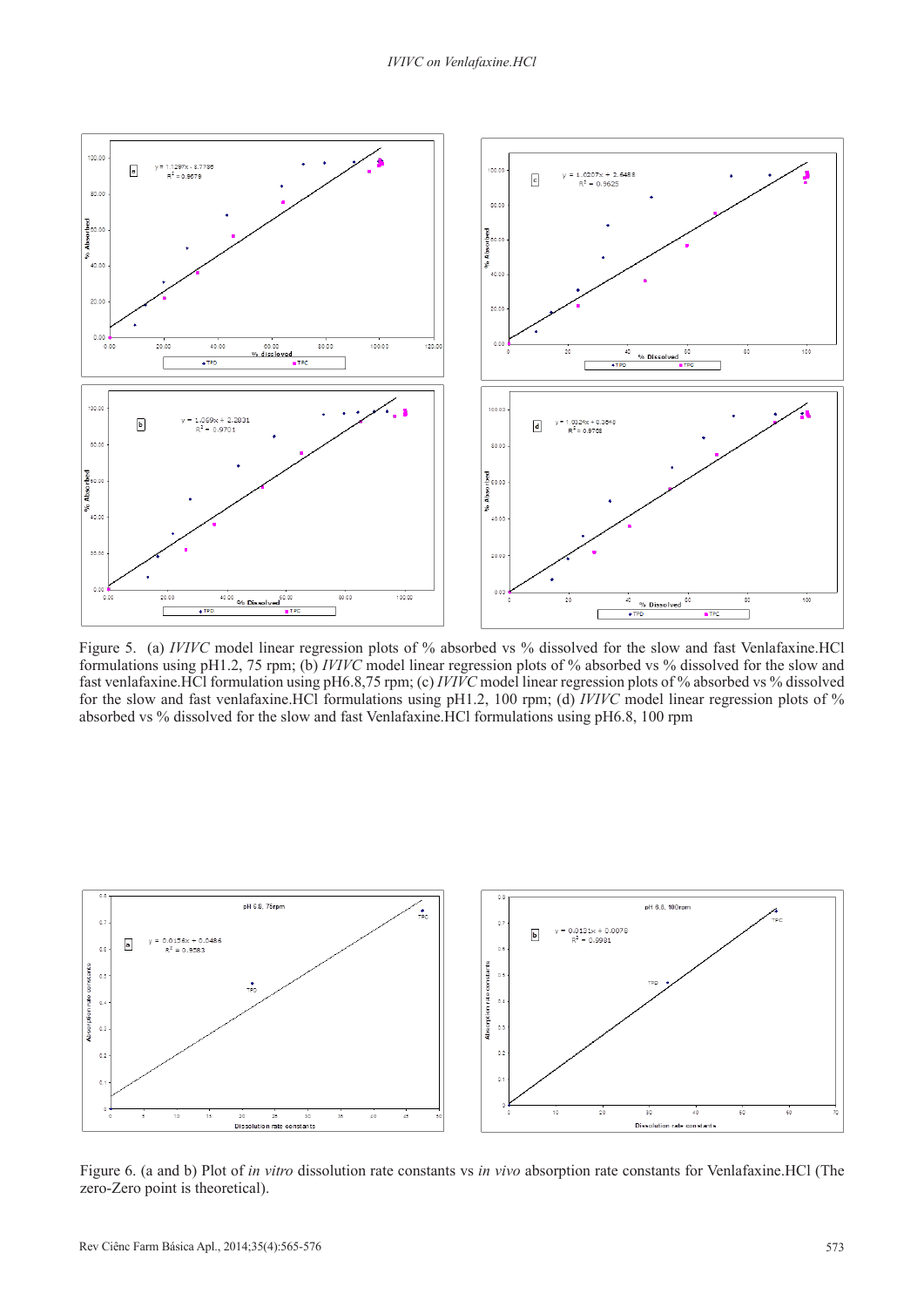Figure 5. (a) *IVIVC* model linear regression plots of % absorbed vs % dissolved for the slow and fast Venlafaxine.HCl formulations using pH1.2, 75 rpm; (b) *IVIVC* model linear regression plots of % absorbed vs % dissolved for the slow and fast venlafaxine.HCl formulation using pH6.8,75 rpm; (c) *IVIVC* model linear regression plots of % absorbed vs % dissolved for the slow and fast venlafaxine.HCl formulations using pH1.2, 100 rpm; (d) *IVIVC* model linear regression plots of % absorbed vs % dissolved for the slow and fast Venlafaxine.HCl formulations using pH6.8, 100 rpm

Figure 6. (a and b) Plot of *in vitro* dissolution rate constants vs *in vivo* absorption rate constants for Venlafaxine.HCl (The zero-Zero point is theoretical).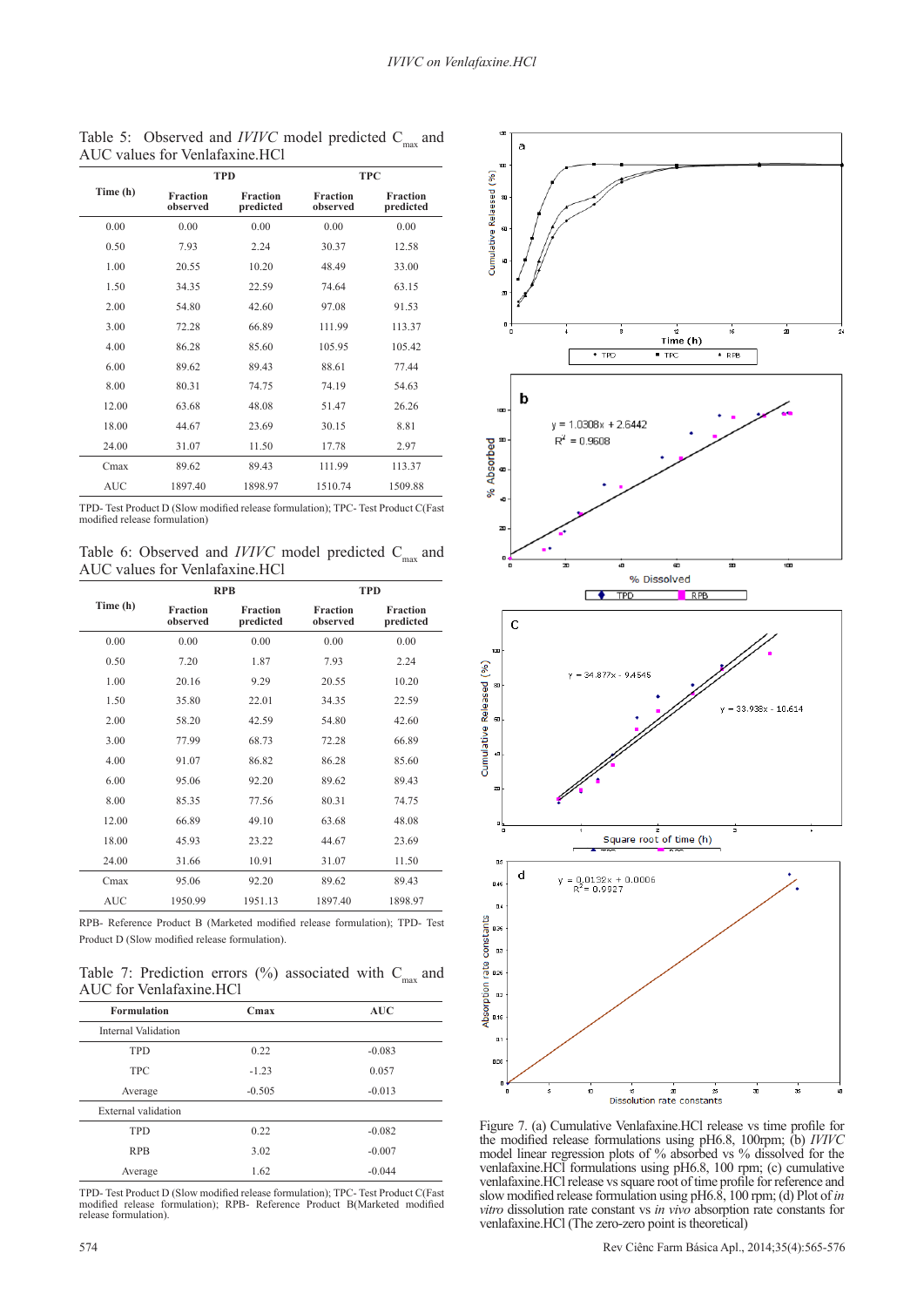Table 5: Observed and *IVIVC* model predicted $C_{max}$ and AUC values for Venlafaxine.HCl

| Time (h) | TPD | | TPC | |
|---|---|---|---|---|
| | Fraction observed | Fraction predicted | Fraction observed | Fraction predicted |
| 0.00 | 0.00 | 0.00 | 0.00 | 0.00 |
| 0.50 | 7.93 | 2.24 | 30.37 | 12.58 |
| 1.00 | 20.55 | 10.20 | 48.49 | 33.00 |
| 1.50 | 34.35 | 22.59 | 74.64 | 63.15 |
| 2.00 | 54.80 | 42.60 | 97.08 | 91.53 |
| 3.00 | 72.28 | 66.89 | 111.99 | 113.37 |
| 4.00 | 86.28 | 85.60 | 105.95 | 105.42 |
| 6.00 | 89.62 | 89.43 | 88.61 | 77.44 |
| 8.00 | 80.31 | 74.75 | 74.19 | 54.63 |
| 12.00 | 63.68 | 48.08 | 51.47 | 26.26 |
| 18.00 | 44.67 | 23.69 | 30.15 | 8.81 |
| 24.00 | 31.07 | 11.50 | 17.78 | 2.97 |
| Cmax | 89.62 | 89.43 | 111.99 | 113.37 |
| AUC | 1897.40 | 1898.97 | 1510.74 | 1509.88 |

TPD- Test Product D (Slow modified release formulation); TPC- Test Product C(Fast modified release formulation)

Table 6: Observed and *IVIVC* model predicted $C_{max}$ and AUC values for Venlafaxine.HCl

| Time (h) | RPB | | TPD | |
|---|---|---|---|---|
| | Fraction observed | Fraction predicted | Fraction observed | Fraction predicted |
| 0.00 | 0.00 | 0.00 | 0.00 | 0.00 |
| 0.50 | 7.20 | 1.87 | 7.93 | 2.24 |
| 1.00 | 20.16 | 9.29 | 20.55 | 10.20 |
| 1.50 | 35.80 | 22.01 | 34.35 | 22.59 |
| 2.00 | 58.20 | 42.59 | 54.80 | 42.60 |
| 3.00 | 77.99 | 68.73 | 72.28 | 66.89 |
| 4.00 | 91.07 | 86.82 | 86.28 | 85.60 |
| 6.00 | 95.06 | 92.20 | 89.62 | 89.43 |
| 8.00 | 85.35 | 77.56 | 80.31 | 74.75 |
| 12.00 | 66.89 | 49.10 | 63.68 | 48.08 |
| 18.00 | 45.93 | 23.22 | 44.67 | 23.69 |
| 24.00 | 31.66 | 10.91 | 31.07 | 11.50 |
| Cmax | 95.06 | 92.20 | 89.62 | 89.43 |
| AUC | 1950.99 | 1951.13 | 1897.40 | 1898.97 |

RPB- Reference Product B (Marketed modified release formulation); TPD- Test Product D (Slow modified release formulation).

Table 7: Prediction errors (%) associated with $C_{max}$ and AUC for Venlafaxine.HCl

| Formulation | Cmax | AUC |
|---|---|---|
| Internal Validation | | |
| TPD | 0.22 | -0.083 |
| TPC | -1.23 | 0.057 |
| Average | -0.505 | -0.013 |
| External validation | | |
| TPD | 0.22 | -0.082 |
| RPB | 3.02 | -0.007 |
| Average | 1.62 | -0.044 |

TPD- Test Product D (Slow modified release formulation); TPC- Test Product C(Fast modified release formulation); RPB- Reference Product B(Marketed modified release formulation).

Figure 7. (a) Cumulative Venlafaxine.HCl release vs time profile for the modified release formulations using pH6.8, 100rpm; (b) *IVIVC* model linear regression plots of % absorbed vs % dissolved for the venlafaxine.HCl formulations using pH6.8, 100 rpm; (c) cumulative venlafaxine.HCl release vs square root of time profile for reference and slow modified release formulation using pH6.8, 100 rpm; (d) Plot of *in vitro* dissolution rate constant vs *in vivo* absorption rate constants for venlafaxine.HCl (The zero-zero point is theoretical)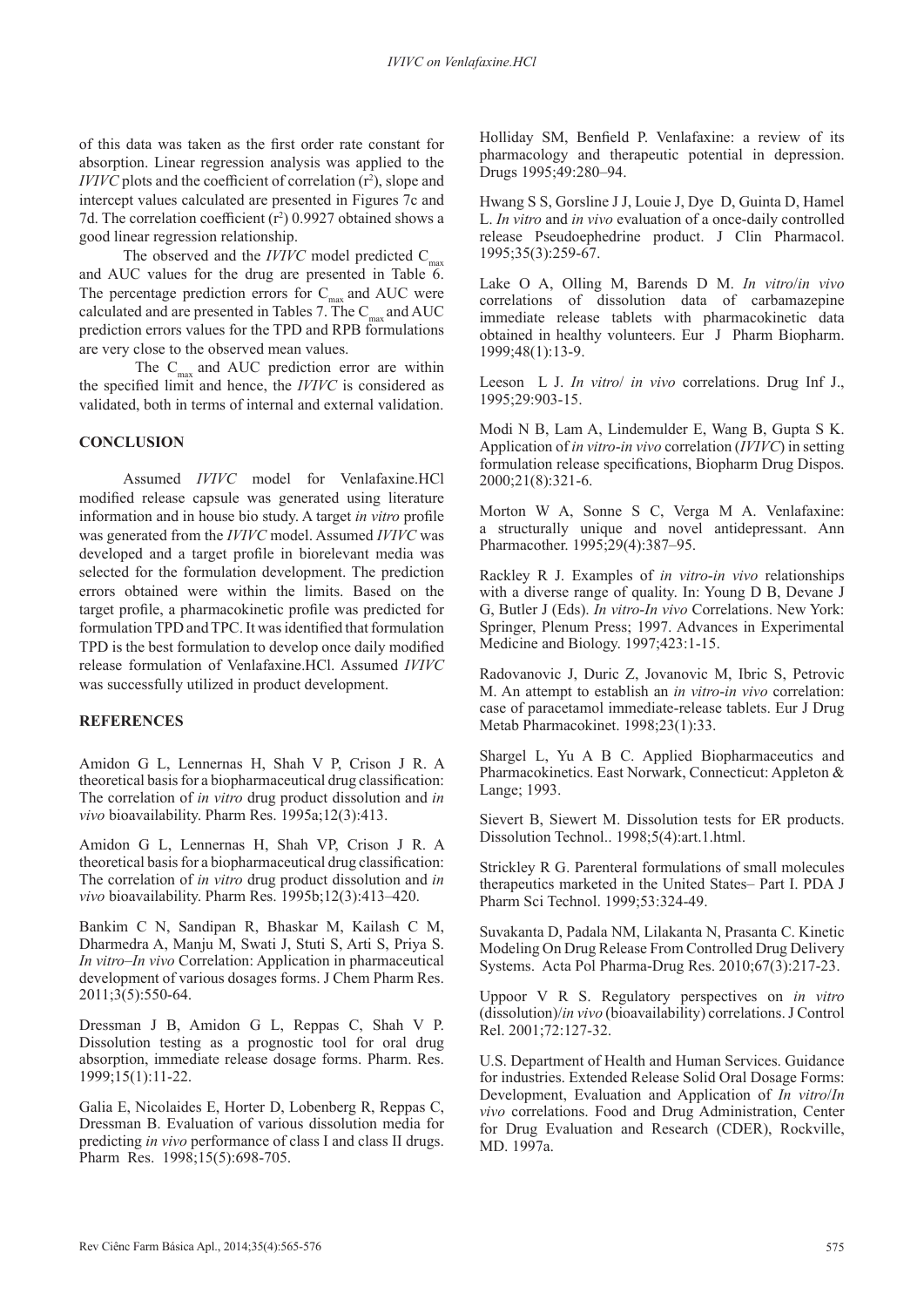of this data was taken as the first order rate constant for absorption. Linear regression analysis was applied to the *IVIVC* plots and the coefficient of correlation ($r^2$), slope and intercept values calculated are presented in Figures 7c and 7d. The correlation coefficient ($r^2$) 0.9927 obtained shows a good linear regression relationship.

The observed and the *IVIVC* model predicted $C_{max}$ and AUC values for the drug are presented in Table 6. The percentage prediction errors for $C_{max}$ and AUC were calculated and are presented in Tables 7. The $C_{max}$ and AUC prediction errors values for the TPD and RPB formulations are very close to the observed mean values.

The $C_{max}$ and AUC prediction error are within the specified limit and hence, the *IVIVC* is considered as validated, both in terms of internal and external validation.

## CONCLUSION

Assumed *IVIVC* model for Venlafaxine.HCl modified release capsule was generated using literature information and in house bio study. A target *in vitro* profile was generated from the *IVIVC* model. Assumed *IVIVC* was developed and a target profile in biorelevant media was selected for the formulation development. The prediction errors obtained were within the limits. Based on the target profile, a pharmacokinetic profile was predicted for formulation TPD and TPC. It was identified that formulation TPD is the best formulation to develop once daily modified release formulation of Venlafaxine.HCl. Assumed *IVIVC* was successfully utilized in product development.

## REFERENCES

Amidon G L, Lennernas H, Shah V P, Crison J R. A theoretical basis for a biopharmaceutical drug classification: The correlation of *in vitro* drug product dissolution and *in vivo* bioavailability. Pharm Res. 1995a;12(3):413.

Amidon G L, Lennernas H, Shah VP, Crison J R. A theoretical basis for a biopharmaceutical drug classification: The correlation of *in vitro* drug product dissolution and *in vivo* bioavailability. Pharm Res. 1995b;12(3):413–420.

Bankim C N, Sandipan R, Bhaskar M, Kailash C M, Dharmedra A, Manju M, Swati J, Stuti S, Arti S, Priya S. *In vitro–In vivo* Correlation: Application in pharmaceutical development of various dosages forms. J Chem Pharm Res. 2011;3(5):550-64.

Dressman J B, Amidon G L, Reppas C, Shah V P. Dissolution testing as a prognostic tool for oral drug absorption, immediate release dosage forms. Pharm. Res. 1999;15(1):11-22.

Galia E, Nicolaides E, Horter D, Lobenberg R, Reppas C, Dressman B. Evaluation of various dissolution media for predicting *in vivo* performance of class I and class II drugs. Pharm Res. 1998;15(5):698-705.

Holliday SM, Benfield P. Venlafaxine: a review of its pharmacology and therapeutic potential in depression. Drugs 1995;49:280–94.

Hwang S S, Gorsline J J, Louie J, Dye D, Guinta D, Hamel L. *In vitro* and *in vivo* evaluation of a once-daily controlled release Pseudoephedrine product. J Clin Pharmacol. 1995;35(3):259-67.

Lake O A, Olling M, Barends D M. *In vitro*/*in vivo* correlations of dissolution data of carbamazepine immediate release tablets with pharmacokinetic data obtained in healthy volunteers. Eur J Pharm Biopharm. 1999;48(1):13-9.

Leeson L J. *In vitro*/ *in vivo* correlations. Drug Inf J., 1995;29:903-15.

Modi N B, Lam A, Lindemulder E, Wang B, Gupta S K. Application of *in vitro-in vivo* correlation (*IVIVC*) in setting formulation release specifications, Biopharm Drug Dispos. 2000;21(8):321-6.

Morton W A, Sonne S C, Verga M A. Venlafaxine: a structurally unique and novel antidepressant. Ann Pharmacother. 1995;29(4):387–95.

Rackley R J. Examples of *in vitro-in vivo* relationships with a diverse range of quality. In: Young D B, Devane J G, Butler J (Eds). *In vitro-In vivo* Correlations. New York: Springer, Plenum Press; 1997. Advances in Experimental Medicine and Biology. 1997;423:1-15.

Radovanovic J, Duric Z, Jovanovic M, Ibric S, Petrovic M. An attempt to establish an *in vitro-in vivo* correlation: case of paracetamol immediate-release tablets. Eur J Drug Metab Pharmacokinet. 1998;23(1):33.

Shargel L, Yu A B C. Applied Biopharmaceutics and Pharmacokinetics. East Norwark, Connecticut: Appleton & Lange; 1993.

Sievert B, Siewert M. Dissolution tests for ER products. Dissolution Technol.. 1998;5(4):art.1.html.

Strickley R G. Parenteral formulations of small molecules therapeutics marketed in the United States– Part I. PDA J Pharm Sci Technol. 1999;53:324-49.

Suvakanta D, Padala NM, Lilakanta N, Prasanta C. Kinetic Modeling On Drug Release From Controlled Drug Delivery Systems. Acta Pol Pharma-Drug Res. 2010;67(3):217-23.

Uppoor V R S. Regulatory perspectives on *in vitro* (dissolution)/*in vivo* (bioavailability) correlations. J Control Rel. 2001;72:127-32.

U.S. Department of Health and Human Services. Guidance for industries. Extended Release Solid Oral Dosage Forms: Development, Evaluation and Application of *In vitro*/*In vivo* correlations. Food and Drug Administration, Center for Drug Evaluation and Research (CDER), Rockville, MD. 1997a.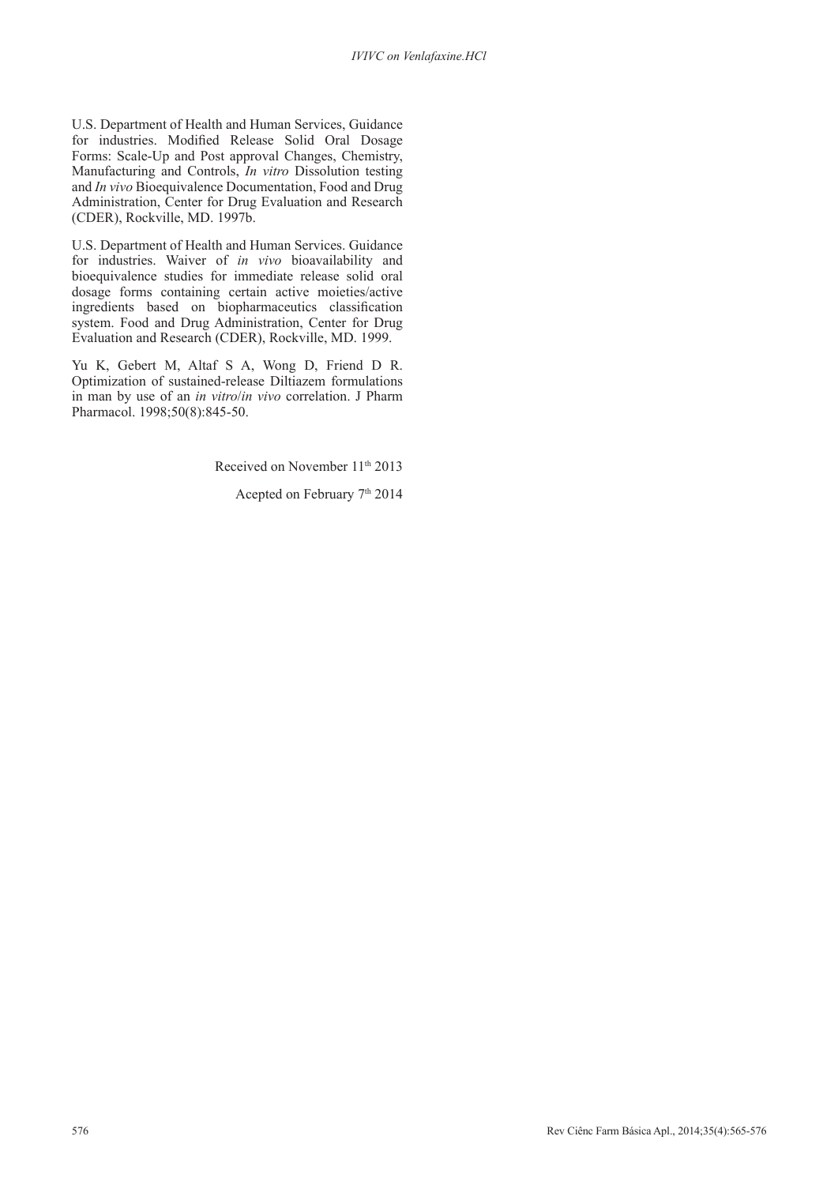U.S. Department of Health and Human Services, Guidance for industries. Modified Release Solid Oral Dosage Forms: Scale-Up and Post approval Changes, Chemistry, Manufacturing and Controls, *In vitro* Dissolution testing and *In vivo* Bioequivalence Documentation, Food and Drug Administration, Center for Drug Evaluation and Research (CDER), Rockville, MD. 1997b.

U.S. Department of Health and Human Services. Guidance for industries. Waiver of *in vivo* bioavailability and bioequivalence studies for immediate release solid oral dosage forms containing certain active moieties/active ingredients based on biopharmaceutics classification system. Food and Drug Administration, Center for Drug Evaluation and Research (CDER), Rockville, MD. 1999.

Yu K, Gebert M, Altaf S A, Wong D, Friend D R. Optimization of sustained-release Diltiazem formulations in man by use of an *in vitro*/*in vivo* correlation. J Pharm Pharmacol. 1998;50(8):845-50.

Received on November 11th 2013

Acepted on February 7th 2014